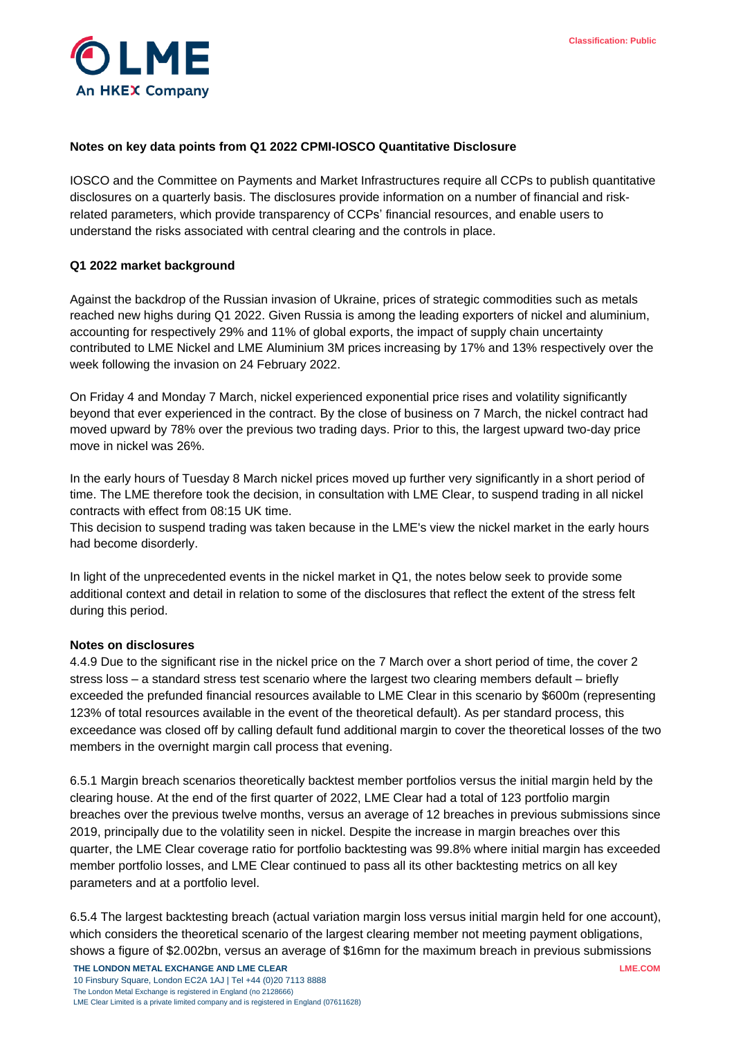**Notes on key data points from Q1 2022 CPMI-IOSCO Quantitative Disclosure**

IOSCO and the Committee on Payments and Market Infrastructures require all CCPs to publish quantitative disclosures on a quarterly basis. The disclosures provide information on a number of financial and risk-related parameters, which provide transparency of CCPs' financial resources, and enable users to understand the risks associated with central clearing and the controls in place.

**Q1 2022 market background**

Against the backdrop of the Russian invasion of Ukraine, prices of strategic commodities such as metals reached new highs during Q1 2022. Given Russia is among the leading exporters of nickel and aluminium, accounting for respectively 29% and 11% of global exports, the impact of supply chain uncertainty contributed to LME Nickel and LME Aluminium 3M prices increasing by 17% and 13% respectively over the week following the invasion on 24 February 2022.

On Friday 4 and Monday 7 March, nickel experienced exponential price rises and volatility significantly beyond that ever experienced in the contract. By the close of business on 7 March, the nickel contract had moved upward by 78% over the previous two trading days. Prior to this, the largest upward two-day price move in nickel was 26%.

In the early hours of Tuesday 8 March nickel prices moved up further very significantly in a short period of time. The LME therefore took the decision, in consultation with LME Clear, to suspend trading in all nickel contracts with effect from 08:15 UK time.
This decision to suspend trading was taken because in the LME's view the nickel market in the early hours had become disorderly.

In light of the unprecedented events in the nickel market in Q1, the notes below seek to provide some additional context and detail in relation to some of the disclosures that reflect the extent of the stress felt during this period.

**Notes on disclosures**

4.4.9 Due to the significant rise in the nickel price on the 7 March over a short period of time, the cover 2 stress loss – a standard stress test scenario where the largest two clearing members default – briefly exceeded the prefunded financial resources available to LME Clear in this scenario by $600m (representing 123% of total resources available in the event of the theoretical default). As per standard process, this exceedance was closed off by calling default fund additional margin to cover the theoretical losses of the two members in the overnight margin call process that evening.

6.5.1 Margin breach scenarios theoretically backtest member portfolios versus the initial margin held by the clearing house. At the end of the first quarter of 2022, LME Clear had a total of 123 portfolio margin breaches over the previous twelve months, versus an average of 12 breaches in previous submissions since 2019, principally due to the volatility seen in nickel. Despite the increase in margin breaches over this quarter, the LME Clear coverage ratio for portfolio backtesting was 99.8% where initial margin has exceeded member portfolio losses, and LME Clear continued to pass all its other backtesting metrics on all key parameters and at a portfolio level.

6.5.4 The largest backtesting breach (actual variation margin loss versus initial margin held for one account), which considers the theoretical scenario of the largest clearing member not meeting payment obligations, shows a figure of $2.002bn, versus an average of $16mn for the maximum breach in previous submissions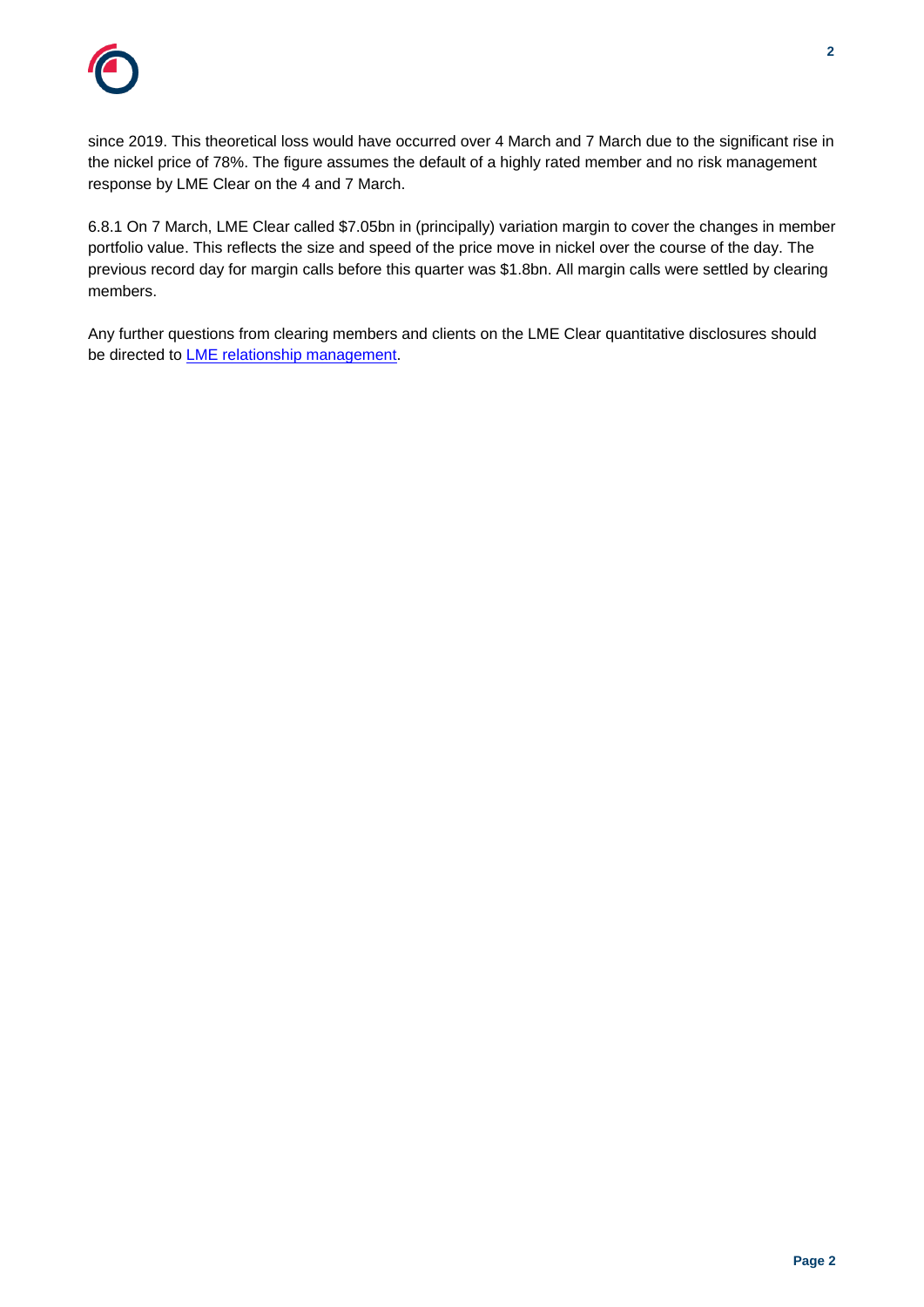since 2019. This theoretical loss would have occurred over 4 March and 7 March due to the significant rise in the nickel price of 78%. The figure assumes the default of a highly rated member and no risk management response by LME Clear on the 4 and 7 March.

6.8.1 On 7 March, LME Clear called $7.05bn in (principally) variation margin to cover the changes in member portfolio value. This reflects the size and speed of the price move in nickel over the course of the day. The previous record day for margin calls before this quarter was $1.8bn. All margin calls were settled by clearing members.

Any further questions from clearing members and clients on the LME Clear quantitative disclosures should be directed to [LME relationship management](#).